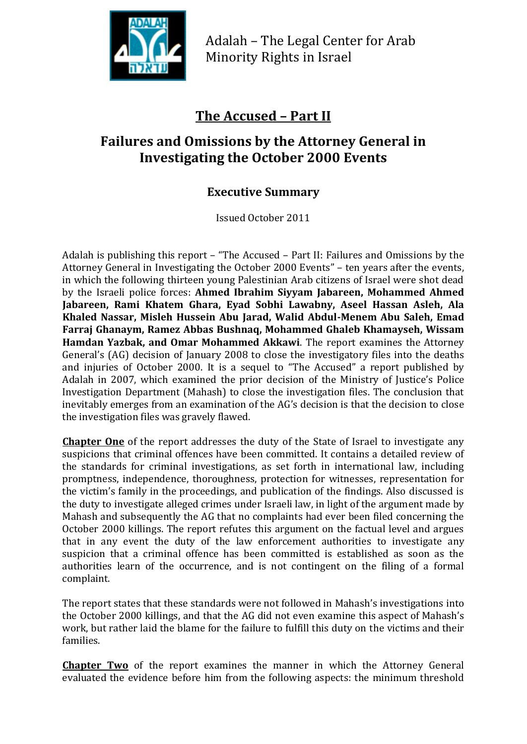Adalah – The Legal Center for Arab Minority Rights in Israel

# The Accused – Part II

## Failures and Omissions by the Attorney General in Investigating the October 2000 Events

### Executive Summary

Issued October 2011

Adalah is publishing this report – "The Accused – Part II: Failures and Omissions by the Attorney General in Investigating the October 2000 Events" – ten years after the events, in which the following thirteen young Palestinian Arab citizens of Israel were shot dead by the Israeli police forces: **Ahmed Ibrahim Siyyam Jabareen, Mohammed Ahmed Jabareen, Rami Khatem Ghara, Eyad Sobhi Lawabny, Aseel Hassan Asleh, Ala Khaled Nassar, Misleh Hussein Abu Jarad, Walid Abdul-Menem Abu Saleh, Emad Farraj Ghanaym, Ramez Abbas Bushnaq, Mohammed Ghaleb Khamayseh, Wissam Hamdan Yazbak, and Omar Mohammed Akkawi**. The report examines the Attorney General's (AG) decision of January 2008 to close the investigatory files into the deaths and injuries of October 2000. It is a sequel to "The Accused" a report published by Adalah in 2007, which examined the prior decision of the Ministry of Justice's Police Investigation Department (Mahash) to close the investigation files. The conclusion that inevitably emerges from an examination of the AG's decision is that the decision to close the investigation files was gravely flawed.

**Chapter One** of the report addresses the duty of the State of Israel to investigate any suspicions that criminal offences have been committed. It contains a detailed review of the standards for criminal investigations, as set forth in international law, including promptness, independence, thoroughness, protection for witnesses, representation for the victim's family in the proceedings, and publication of the findings. Also discussed is the duty to investigate alleged crimes under Israeli law, in light of the argument made by Mahash and subsequently the AG that no complaints had ever been filed concerning the October 2000 killings. The report refutes this argument on the factual level and argues that in any event the duty of the law enforcement authorities to investigate any suspicion that a criminal offence has been committed is established as soon as the authorities learn of the occurrence, and is not contingent on the filing of a formal complaint.

The report states that these standards were not followed in Mahash's investigations into the October 2000 killings, and that the AG did not even examine this aspect of Mahash's work, but rather laid the blame for the failure to fulfill this duty on the victims and their families.

**Chapter Two** of the report examines the manner in which the Attorney General evaluated the evidence before him from the following aspects: the minimum threshold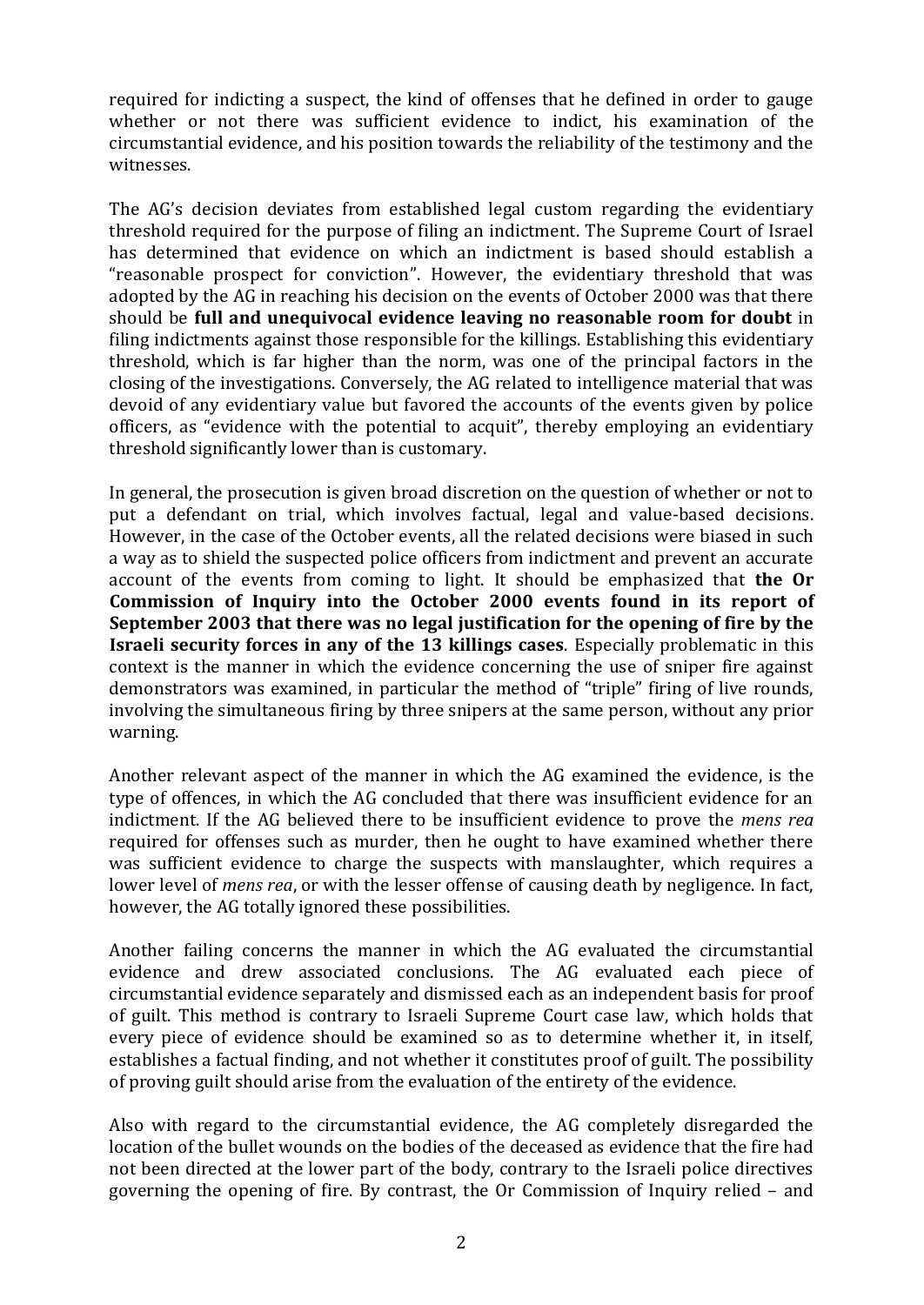required for indicting a suspect, the kind of offenses that he defined in order to gauge whether or not there was sufficient evidence to indict, his examination of the circumstantial evidence, and his position towards the reliability of the testimony and the witnesses.

The AG's decision deviates from established legal custom regarding the evidentiary threshold required for the purpose of filing an indictment. The Supreme Court of Israel has determined that evidence on which an indictment is based should establish a "reasonable prospect for conviction". However, the evidentiary threshold that was adopted by the AG in reaching his decision on the events of October 2000 was that there should be **full and unequivocal evidence leaving no reasonable room for doubt** in filing indictments against those responsible for the killings. Establishing this evidentiary threshold, which is far higher than the norm, was one of the principal factors in the closing of the investigations. Conversely, the AG related to intelligence material that was devoid of any evidentiary value but favored the accounts of the events given by police officers, as "evidence with the potential to acquit", thereby employing an evidentiary threshold significantly lower than is customary.

In general, the prosecution is given broad discretion on the question of whether or not to put a defendant on trial, which involves factual, legal and value-based decisions. However, in the case of the October events, all the related decisions were biased in such a way as to shield the suspected police officers from indictment and prevent an accurate account of the events from coming to light. It should be emphasized that **the Or Commission of Inquiry into the October 2000 events found in its report of September 2003 that there was no legal justification for the opening of fire by the Israeli security forces in any of the 13 killings cases**. Especially problematic in this context is the manner in which the evidence concerning the use of sniper fire against demonstrators was examined, in particular the method of "triple" firing of live rounds, involving the simultaneous firing by three snipers at the same person, without any prior warning.

Another relevant aspect of the manner in which the AG examined the evidence, is the type of offences, in which the AG concluded that there was insufficient evidence for an indictment. If the AG believed there to be insufficient evidence to prove the *mens rea* required for offenses such as murder, then he ought to have examined whether there was sufficient evidence to charge the suspects with manslaughter, which requires a lower level of *mens rea*, or with the lesser offense of causing death by negligence. In fact, however, the AG totally ignored these possibilities.

Another failing concerns the manner in which the AG evaluated the circumstantial evidence and drew associated conclusions. The AG evaluated each piece of circumstantial evidence separately and dismissed each as an independent basis for proof of guilt. This method is contrary to Israeli Supreme Court case law, which holds that every piece of evidence should be examined so as to determine whether it, in itself, establishes a factual finding, and not whether it constitutes proof of guilt. The possibility of proving guilt should arise from the evaluation of the entirety of the evidence.

Also with regard to the circumstantial evidence, the AG completely disregarded the location of the bullet wounds on the bodies of the deceased as evidence that the fire had not been directed at the lower part of the body, contrary to the Israeli police directives governing the opening of fire. By contrast, the Or Commission of Inquiry relied – and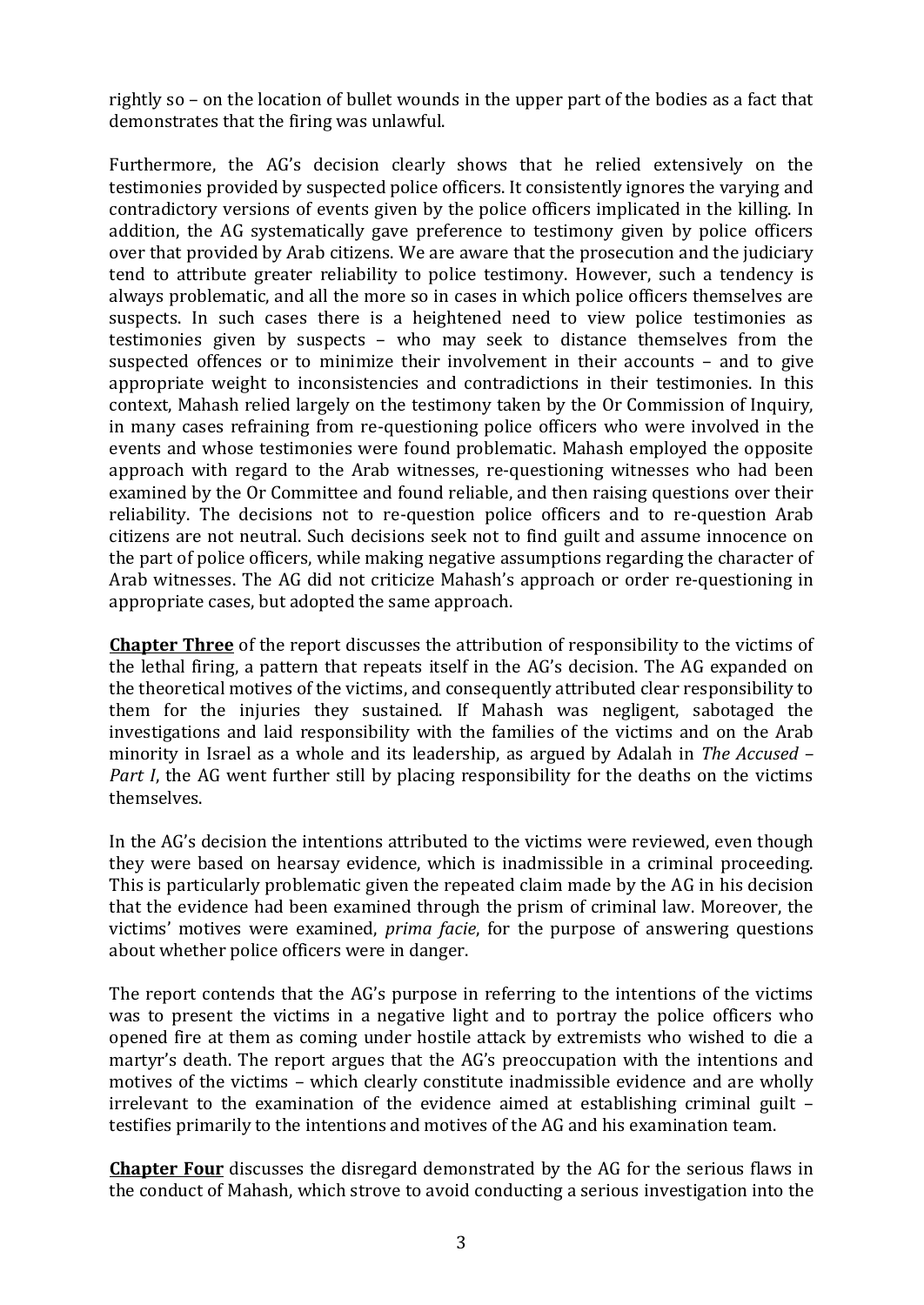rightly so – on the location of bullet wounds in the upper part of the bodies as a fact that demonstrates that the firing was unlawful.

Furthermore, the AG's decision clearly shows that he relied extensively on the testimonies provided by suspected police officers. It consistently ignores the varying and contradictory versions of events given by the police officers implicated in the killing. In addition, the AG systematically gave preference to testimony given by police officers over that provided by Arab citizens. We are aware that the prosecution and the judiciary tend to attribute greater reliability to police testimony. However, such a tendency is always problematic, and all the more so in cases in which police officers themselves are suspects. In such cases there is a heightened need to view police testimonies as testimonies given by suspects – who may seek to distance themselves from the suspected offences or to minimize their involvement in their accounts – and to give appropriate weight to inconsistencies and contradictions in their testimonies. In this context, Mahash relied largely on the testimony taken by the Or Commission of Inquiry, in many cases refraining from re-questioning police officers who were involved in the events and whose testimonies were found problematic. Mahash employed the opposite approach with regard to the Arab witnesses, re-questioning witnesses who had been examined by the Or Committee and found reliable, and then raising questions over their reliability. The decisions not to re-question police officers and to re-question Arab citizens are not neutral. Such decisions seek not to find guilt and assume innocence on the part of police officers, while making negative assumptions regarding the character of Arab witnesses. The AG did not criticize Mahash's approach or order re-questioning in appropriate cases, but adopted the same approach.

**Chapter Three** of the report discusses the attribution of responsibility to the victims of the lethal firing, a pattern that repeats itself in the AG's decision. The AG expanded on the theoretical motives of the victims, and consequently attributed clear responsibility to them for the injuries they sustained. If Mahash was negligent, sabotaged the investigations and laid responsibility with the families of the victims and on the Arab minority in Israel as a whole and its leadership, as argued by Adalah in *The Accused – Part I*, the AG went further still by placing responsibility for the deaths on the victims themselves.

In the AG's decision the intentions attributed to the victims were reviewed, even though they were based on hearsay evidence, which is inadmissible in a criminal proceeding. This is particularly problematic given the repeated claim made by the AG in his decision that the evidence had been examined through the prism of criminal law. Moreover, the victims' motives were examined, *prima facie*, for the purpose of answering questions about whether police officers were in danger.

The report contends that the AG's purpose in referring to the intentions of the victims was to present the victims in a negative light and to portray the police officers who opened fire at them as coming under hostile attack by extremists who wished to die a martyr's death. The report argues that the AG's preoccupation with the intentions and motives of the victims – which clearly constitute inadmissible evidence and are wholly irrelevant to the examination of the evidence aimed at establishing criminal guilt – testifies primarily to the intentions and motives of the AG and his examination team.

**Chapter Four** discusses the disregard demonstrated by the AG for the serious flaws in the conduct of Mahash, which strove to avoid conducting a serious investigation into the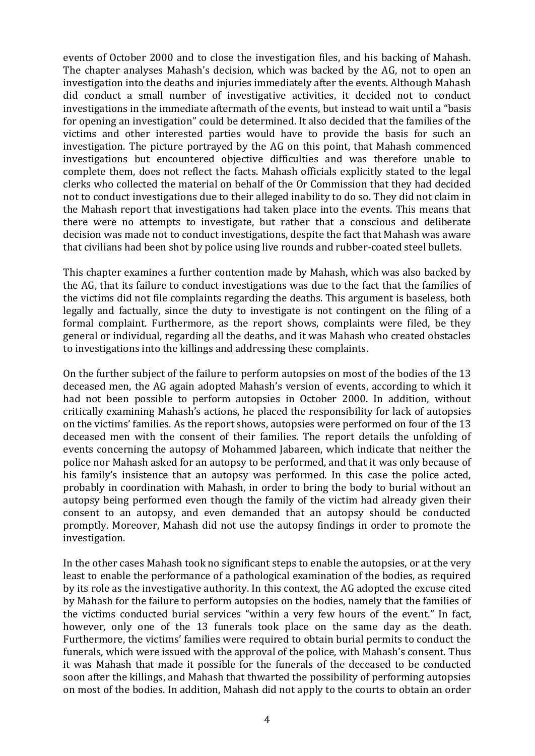events of October 2000 and to close the investigation files, and his backing of Mahash. The chapter analyses Mahash's decision, which was backed by the AG, not to open an investigation into the deaths and injuries immediately after the events. Although Mahash did conduct a small number of investigative activities, it decided not to conduct investigations in the immediate aftermath of the events, but instead to wait until a "basis for opening an investigation" could be determined. It also decided that the families of the victims and other interested parties would have to provide the basis for such an investigation. The picture portrayed by the AG on this point, that Mahash commenced investigations but encountered objective difficulties and was therefore unable to complete them, does not reflect the facts. Mahash officials explicitly stated to the legal clerks who collected the material on behalf of the Or Commission that they had decided not to conduct investigations due to their alleged inability to do so. They did not claim in the Mahash report that investigations had taken place into the events. This means that there were no attempts to investigate, but rather that a conscious and deliberate decision was made not to conduct investigations, despite the fact that Mahash was aware that civilians had been shot by police using live rounds and rubber-coated steel bullets.

This chapter examines a further contention made by Mahash, which was also backed by the AG, that its failure to conduct investigations was due to the fact that the families of the victims did not file complaints regarding the deaths. This argument is baseless, both legally and factually, since the duty to investigate is not contingent on the filing of a formal complaint. Furthermore, as the report shows, complaints were filed, be they general or individual, regarding all the deaths, and it was Mahash who created obstacles to investigations into the killings and addressing these complaints.

On the further subject of the failure to perform autopsies on most of the bodies of the 13 deceased men, the AG again adopted Mahash's version of events, according to which it had not been possible to perform autopsies in October 2000. In addition, without critically examining Mahash's actions, he placed the responsibility for lack of autopsies on the victims' families. As the report shows, autopsies were performed on four of the 13 deceased men with the consent of their families. The report details the unfolding of events concerning the autopsy of Mohammed Jabareen, which indicate that neither the police nor Mahash asked for an autopsy to be performed, and that it was only because of his family's insistence that an autopsy was performed. In this case the police acted, probably in coordination with Mahash, in order to bring the body to burial without an autopsy being performed even though the family of the victim had already given their consent to an autopsy, and even demanded that an autopsy should be conducted promptly. Moreover, Mahash did not use the autopsy findings in order to promote the investigation.

In the other cases Mahash took no significant steps to enable the autopsies, or at the very least to enable the performance of a pathological examination of the bodies, as required by its role as the investigative authority. In this context, the AG adopted the excuse cited by Mahash for the failure to perform autopsies on the bodies, namely that the families of the victims conducted burial services "within a very few hours of the event." In fact, however, only one of the 13 funerals took place on the same day as the death. Furthermore, the victims' families were required to obtain burial permits to conduct the funerals, which were issued with the approval of the police, with Mahash's consent. Thus it was Mahash that made it possible for the funerals of the deceased to be conducted soon after the killings, and Mahash that thwarted the possibility of performing autopsies on most of the bodies. In addition, Mahash did not apply to the courts to obtain an order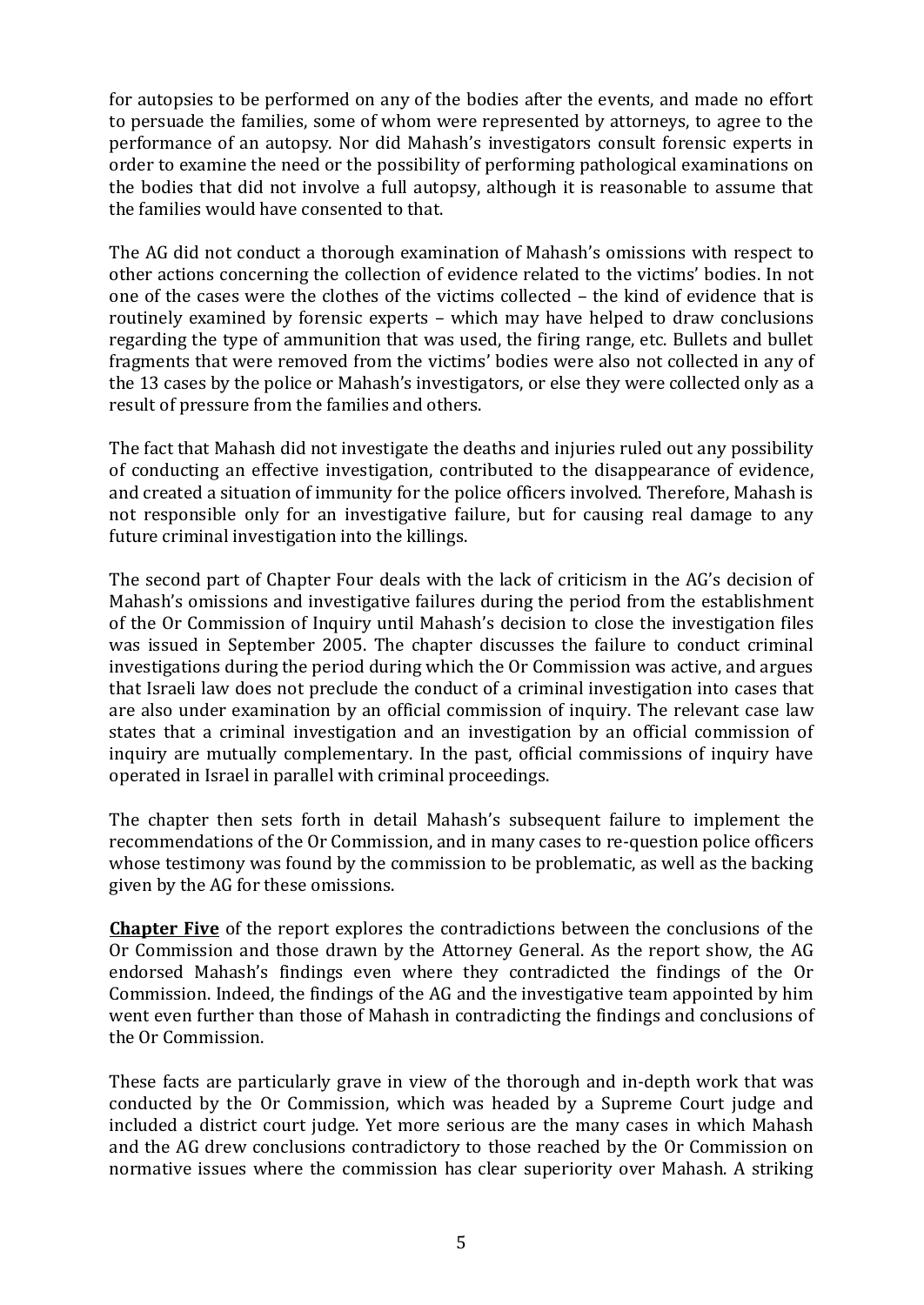for autopsies to be performed on any of the bodies after the events, and made no effort to persuade the families, some of whom were represented by attorneys, to agree to the performance of an autopsy. Nor did Mahash's investigators consult forensic experts in order to examine the need or the possibility of performing pathological examinations on the bodies that did not involve a full autopsy, although it is reasonable to assume that the families would have consented to that.

The AG did not conduct a thorough examination of Mahash's omissions with respect to other actions concerning the collection of evidence related to the victims' bodies. In not one of the cases were the clothes of the victims collected – the kind of evidence that is routinely examined by forensic experts – which may have helped to draw conclusions regarding the type of ammunition that was used, the firing range, etc. Bullets and bullet fragments that were removed from the victims' bodies were also not collected in any of the 13 cases by the police or Mahash's investigators, or else they were collected only as a result of pressure from the families and others.

The fact that Mahash did not investigate the deaths and injuries ruled out any possibility of conducting an effective investigation, contributed to the disappearance of evidence, and created a situation of immunity for the police officers involved. Therefore, Mahash is not responsible only for an investigative failure, but for causing real damage to any future criminal investigation into the killings.

The second part of Chapter Four deals with the lack of criticism in the AG's decision of Mahash's omissions and investigative failures during the period from the establishment of the Or Commission of Inquiry until Mahash's decision to close the investigation files was issued in September 2005. The chapter discusses the failure to conduct criminal investigations during the period during which the Or Commission was active, and argues that Israeli law does not preclude the conduct of a criminal investigation into cases that are also under examination by an official commission of inquiry. The relevant case law states that a criminal investigation and an investigation by an official commission of inquiry are mutually complementary. In the past, official commissions of inquiry have operated in Israel in parallel with criminal proceedings.

The chapter then sets forth in detail Mahash's subsequent failure to implement the recommendations of the Or Commission, and in many cases to re-question police officers whose testimony was found by the commission to be problematic, as well as the backing given by the AG for these omissions.

**Chapter Five** of the report explores the contradictions between the conclusions of the Or Commission and those drawn by the Attorney General. As the report show, the AG endorsed Mahash's findings even where they contradicted the findings of the Or Commission. Indeed, the findings of the AG and the investigative team appointed by him went even further than those of Mahash in contradicting the findings and conclusions of the Or Commission.

These facts are particularly grave in view of the thorough and in-depth work that was conducted by the Or Commission, which was headed by a Supreme Court judge and included a district court judge. Yet more serious are the many cases in which Mahash and the AG drew conclusions contradictory to those reached by the Or Commission on normative issues where the commission has clear superiority over Mahash. A striking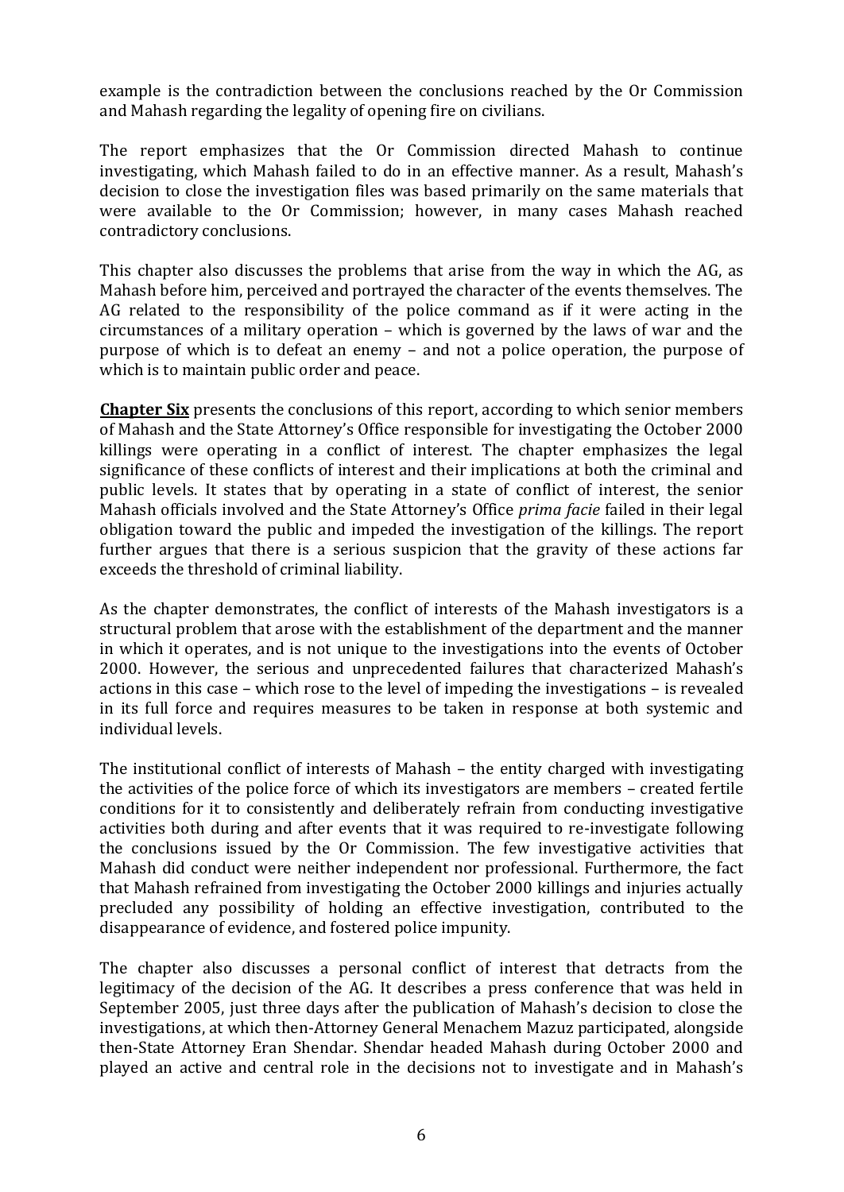example is the contradiction between the conclusions reached by the Or Commission and Mahash regarding the legality of opening fire on civilians.

The report emphasizes that the Or Commission directed Mahash to continue investigating, which Mahash failed to do in an effective manner. As a result, Mahash's decision to close the investigation files was based primarily on the same materials that were available to the Or Commission; however, in many cases Mahash reached contradictory conclusions.

This chapter also discusses the problems that arise from the way in which the AG, as Mahash before him, perceived and portrayed the character of the events themselves. The AG related to the responsibility of the police command as if it were acting in the circumstances of a military operation – which is governed by the laws of war and the purpose of which is to defeat an enemy – and not a police operation, the purpose of which is to maintain public order and peace.

**Chapter Six** presents the conclusions of this report, according to which senior members of Mahash and the State Attorney's Office responsible for investigating the October 2000 killings were operating in a conflict of interest. The chapter emphasizes the legal significance of these conflicts of interest and their implications at both the criminal and public levels. It states that by operating in a state of conflict of interest, the senior Mahash officials involved and the State Attorney's Office *prima facie* failed in their legal obligation toward the public and impeded the investigation of the killings. The report further argues that there is a serious suspicion that the gravity of these actions far exceeds the threshold of criminal liability.

As the chapter demonstrates, the conflict of interests of the Mahash investigators is a structural problem that arose with the establishment of the department and the manner in which it operates, and is not unique to the investigations into the events of October 2000. However, the serious and unprecedented failures that characterized Mahash's actions in this case – which rose to the level of impeding the investigations – is revealed in its full force and requires measures to be taken in response at both systemic and individual levels.

The institutional conflict of interests of Mahash – the entity charged with investigating the activities of the police force of which its investigators are members – created fertile conditions for it to consistently and deliberately refrain from conducting investigative activities both during and after events that it was required to re-investigate following the conclusions issued by the Or Commission. The few investigative activities that Mahash did conduct were neither independent nor professional. Furthermore, the fact that Mahash refrained from investigating the October 2000 killings and injuries actually precluded any possibility of holding an effective investigation, contributed to the disappearance of evidence, and fostered police impunity.

The chapter also discusses a personal conflict of interest that detracts from the legitimacy of the decision of the AG. It describes a press conference that was held in September 2005, just three days after the publication of Mahash's decision to close the investigations, at which then-Attorney General Menachem Mazuz participated, alongside then-State Attorney Eran Shendar. Shendar headed Mahash during October 2000 and played an active and central role in the decisions not to investigate and in Mahash's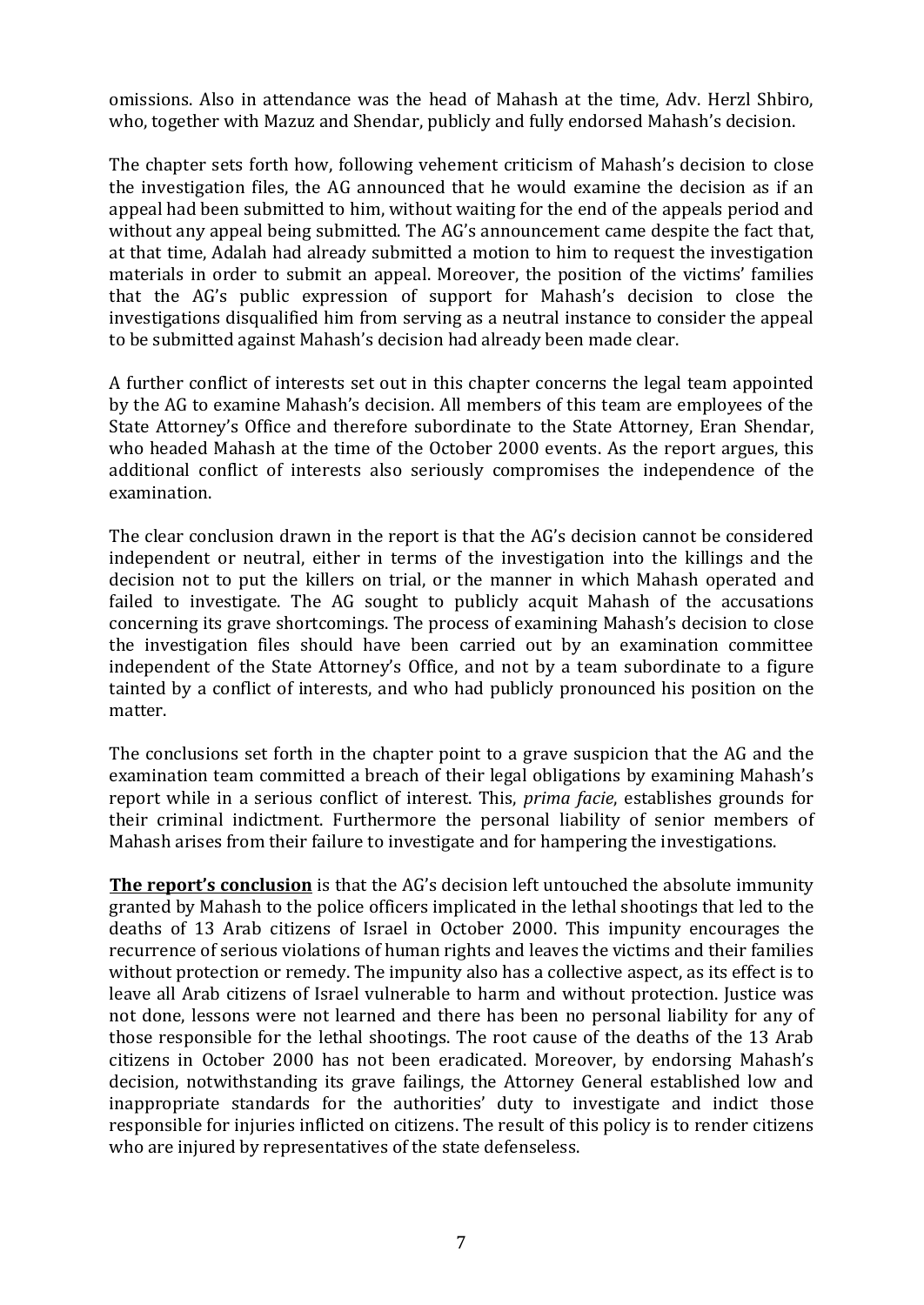omissions. Also in attendance was the head of Mahash at the time, Adv. Herzl Shbiro, who, together with Mazuz and Shendar, publicly and fully endorsed Mahash's decision.

The chapter sets forth how, following vehement criticism of Mahash's decision to close the investigation files, the AG announced that he would examine the decision as if an appeal had been submitted to him, without waiting for the end of the appeals period and without any appeal being submitted. The AG's announcement came despite the fact that, at that time, Adalah had already submitted a motion to him to request the investigation materials in order to submit an appeal. Moreover, the position of the victims' families that the AG's public expression of support for Mahash's decision to close the investigations disqualified him from serving as a neutral instance to consider the appeal to be submitted against Mahash's decision had already been made clear.

A further conflict of interests set out in this chapter concerns the legal team appointed by the AG to examine Mahash's decision. All members of this team are employees of the State Attorney's Office and therefore subordinate to the State Attorney, Eran Shendar, who headed Mahash at the time of the October 2000 events. As the report argues, this additional conflict of interests also seriously compromises the independence of the examination.

The clear conclusion drawn in the report is that the AG's decision cannot be considered independent or neutral, either in terms of the investigation into the killings and the decision not to put the killers on trial, or the manner in which Mahash operated and failed to investigate. The AG sought to publicly acquit Mahash of the accusations concerning its grave shortcomings. The process of examining Mahash's decision to close the investigation files should have been carried out by an examination committee independent of the State Attorney's Office, and not by a team subordinate to a figure tainted by a conflict of interests, and who had publicly pronounced his position on the matter.

The conclusions set forth in the chapter point to a grave suspicion that the AG and the examination team committed a breach of their legal obligations by examining Mahash's report while in a serious conflict of interest. This, *prima facie*, establishes grounds for their criminal indictment. Furthermore the personal liability of senior members of Mahash arises from their failure to investigate and for hampering the investigations.

**The report's conclusion** is that the AG's decision left untouched the absolute immunity granted by Mahash to the police officers implicated in the lethal shootings that led to the deaths of 13 Arab citizens of Israel in October 2000. This impunity encourages the recurrence of serious violations of human rights and leaves the victims and their families without protection or remedy. The impunity also has a collective aspect, as its effect is to leave all Arab citizens of Israel vulnerable to harm and without protection. Justice was not done, lessons were not learned and there has been no personal liability for any of those responsible for the lethal shootings. The root cause of the deaths of the 13 Arab citizens in October 2000 has not been eradicated. Moreover, by endorsing Mahash's decision, notwithstanding its grave failings, the Attorney General established low and inappropriate standards for the authorities' duty to investigate and indict those responsible for injuries inflicted on citizens. The result of this policy is to render citizens who are injured by representatives of the state defenseless.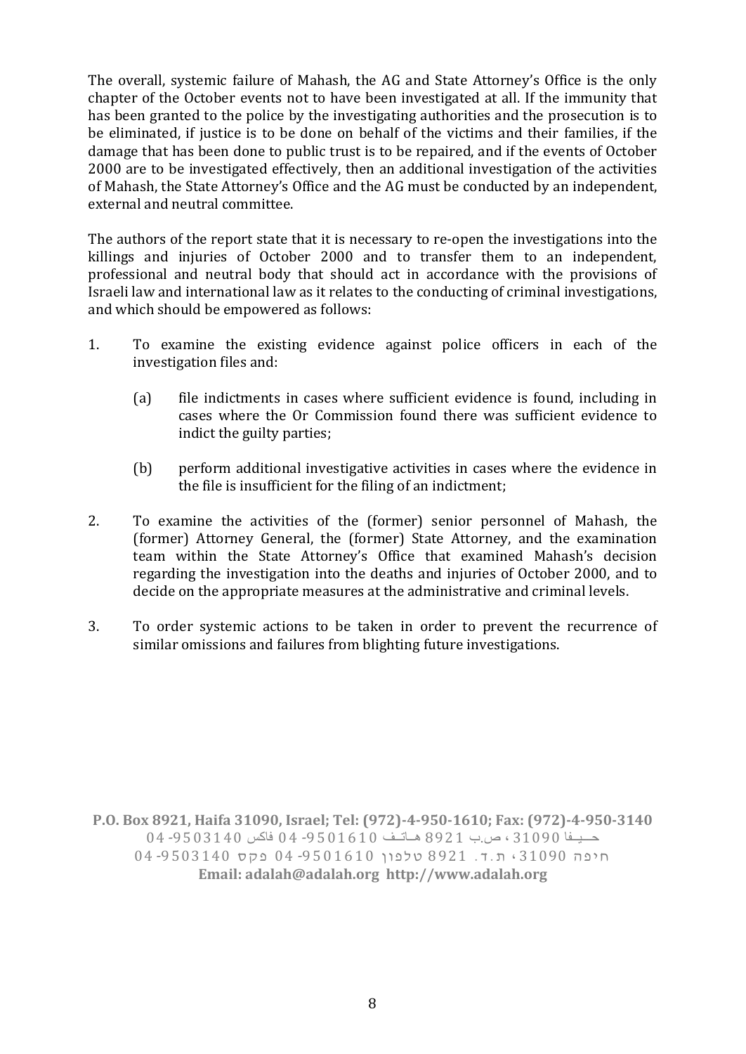The overall, systemic failure of Mahash, the AG and State Attorney's Office is the only chapter of the October events not to have been investigated at all. If the immunity that has been granted to the police by the investigating authorities and the prosecution is to be eliminated, if justice is to be done on behalf of the victims and their families, if the damage that has been done to public trust is to be repaired, and if the events of October 2000 are to be investigated effectively, then an additional investigation of the activities of Mahash, the State Attorney's Office and the AG must be conducted by an independent, external and neutral committee.

The authors of the report state that it is necessary to re-open the investigations into the killings and injuries of October 2000 and to transfer them to an independent, professional and neutral body that should act in accordance with the provisions of Israeli law and international law as it relates to the conducting of criminal investigations, and which should be empowered as follows:

1. To examine the existing evidence against police officers in each of the investigation files and:

    (a) file indictments in cases where sufficient evidence is found, including in cases where the Or Commission found there was sufficient evidence to indict the guilty parties;

    (b) perform additional investigative activities in cases where the evidence in the file is insufficient for the filing of an indictment;

2. To examine the activities of the (former) senior personnel of Mahash, the (former) Attorney General, the (former) State Attorney, and the examination team within the State Attorney's Office that examined Mahash's decision regarding the investigation into the deaths and injuries of October 2000, and to decide on the appropriate measures at the administrative and criminal levels.

3. To order systemic actions to be taken in order to prevent the recurrence of similar omissions and failures from blighting future investigations.